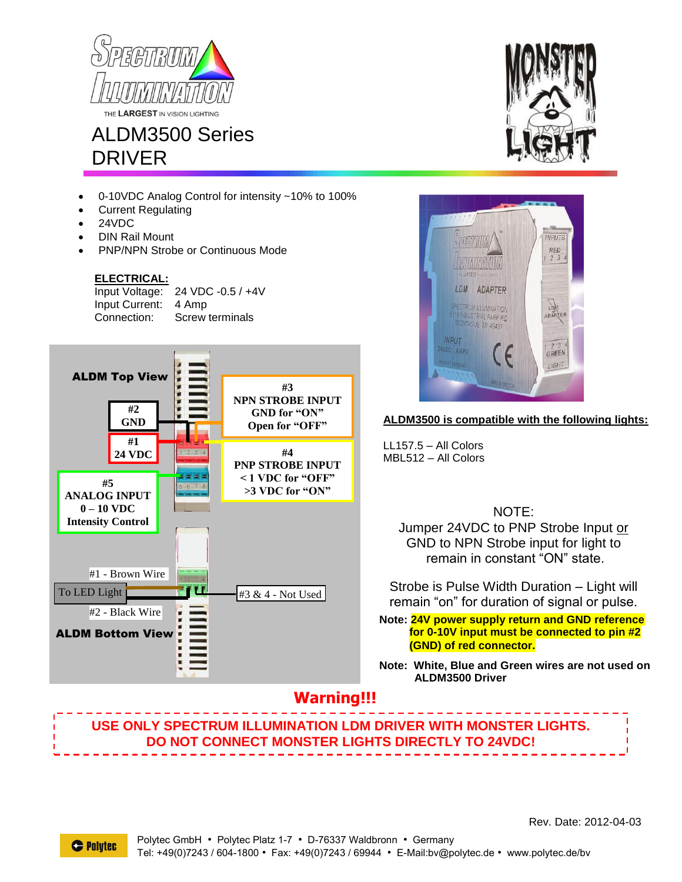# ALDM3500 Series DRIVER

- 0-10VDC Analog Control for intensity ~10% to 100%
- Current Regulating
- 24VDC
- DIN Rail Mount
- PNP/NPN Strobe or Continuous Mode

**ELECTRICAL:**

Input Voltage: 24 VDC -0.5 / +4V
Input Current: 4 Amp
Connection: Screw terminals

**ALDM Top View**

**#2 GND**

**#1 24 VDC**

**#3 NPN STROBE INPUT**
**GND for "ON"**
**Open for "OFF"**

**#4 PNP STROBE INPUT**
**< 1 VDC for "OFF"**
**>3 VDC for "ON"**

**#5 ANALOG INPUT**
**0 – 10 VDC**
**Intensity Control**

**ALDM Bottom View**

#1 - Brown Wire

To LED Light

#2 - Black Wire

#3 & 4 - Not Used

**ALDM3500 is compatible with the following lights:**

LL157.5 – All Colors
MBL512 – All Colors

NOTE:
Jumper 24VDC to PNP Strobe Input or GND to NPN Strobe input for light to remain in constant "ON" state.

Strobe is Pulse Width Duration – Light will remain "on" for duration of signal or pulse.

**Note: 24V power supply return and GND reference for 0-10V input must be connected to pin #2 (GND) of red connector.**

**Note: White, Blue and Green wires are not used on ALDM3500 Driver**

**Warning!!!**

**USE ONLY SPECTRUM ILLUMINATION LDM DRIVER WITH MONSTER LIGHTS.**
**DO NOT CONNECT MONSTER LIGHTS DIRECTLY TO 24VDC!**

Rev. Date: 2012-04-03

Polytec GmbH • Polytec Platz 1-7 • D-76337 Waldbronn • Germany
Tel: +49(0)7243 / 604-1800 • Fax: +49(0)7243 / 69944 • E-Mail:bv@polytec.de • www.polytec.de/bv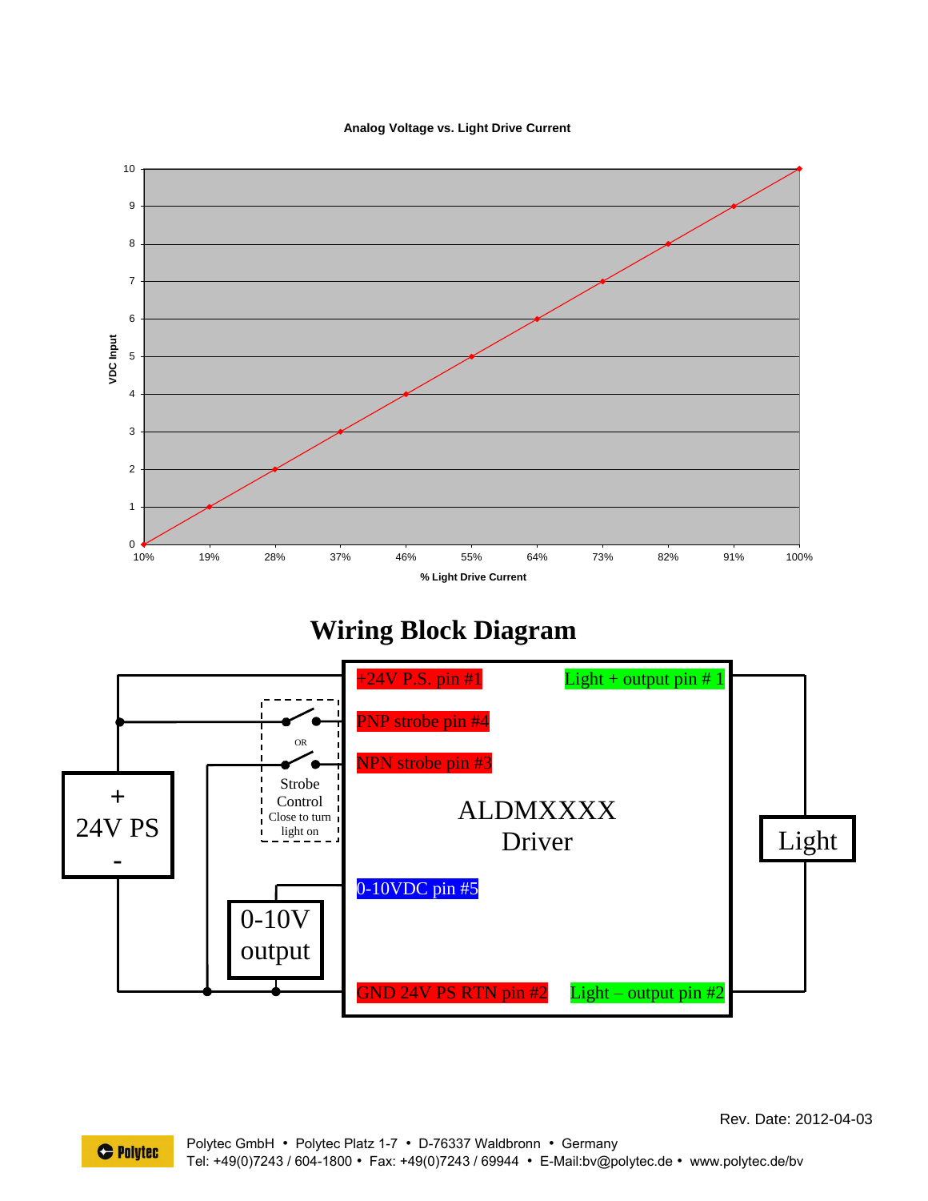**Analog Voltage vs. Light Drive Current**

VDC Input

10
9
8
7
6
5
4
3
2
1
0

10% 19% 28% 37% 46% 55% 64% 73% 82% 91% 100%

% Light Drive Current

# Wiring Block Diagram

+24V P.S. pin #1

Light + output pin # 1

PNP strobe pin #4

OR

NPN strobe pin #3

Strobe Control Close to turn light on

\+
24V PS
\-

ALDMXXXX Driver

Light

0-10VDC pin #5

0-10V output

GND 24V PS RTN pin #2

Light – output pin #2

Rev. Date: 2012-04-03

Polytec GmbH • Polytec Platz 1-7 • D-76337 Waldbronn • Germany
Tel: +49(0)7243 / 604-1800 • Fax: +49(0)7243 / 69944 • E-Mail:bv@polytec.de • www.polytec.de/bv